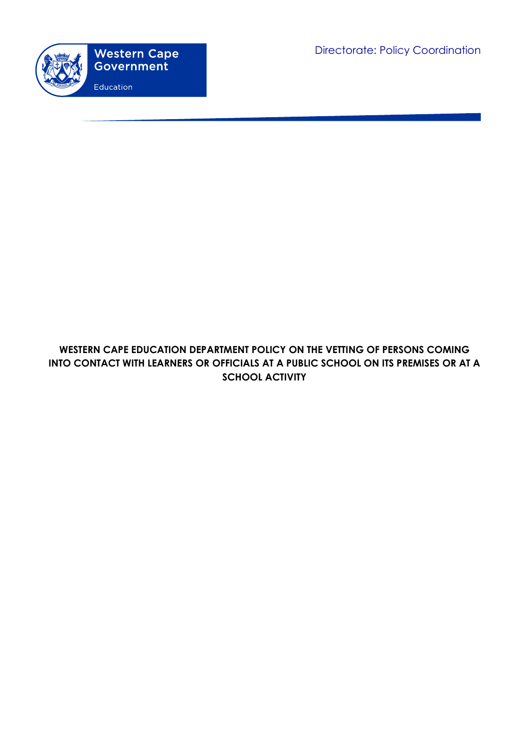Western Cape Government

Education

Directorate: Policy Coordination

# WESTERN CAPE EDUCATION DEPARTMENT POLICY ON THE VETTING OF PERSONS COMING INTO CONTACT WITH LEARNERS OR OFFICIALS AT A PUBLIC SCHOOL ON ITS PREMISES OR AT A SCHOOL ACTIVITY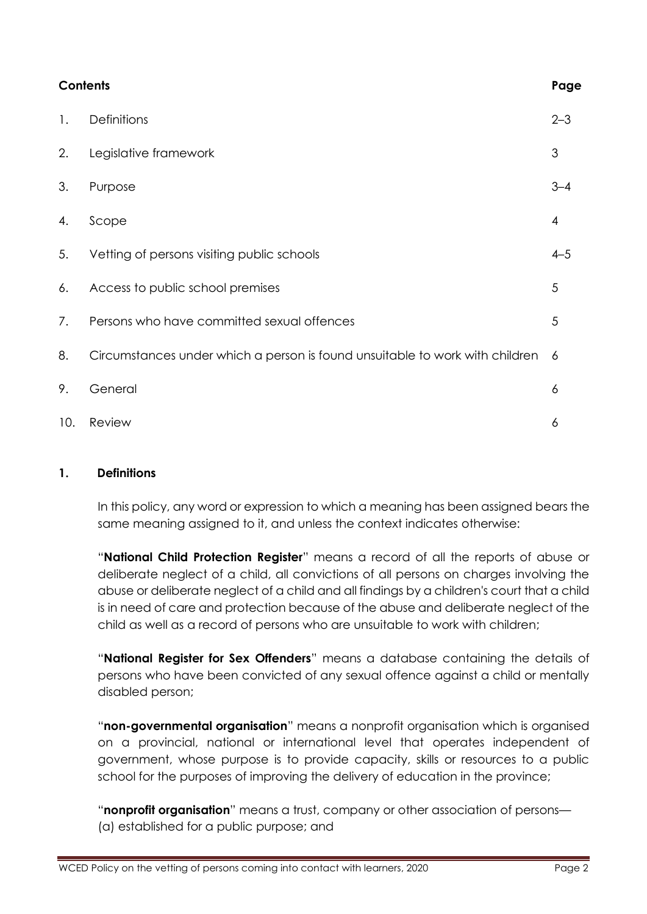| Contents | | Page |
|---|---|---|
| 1. | Definitions | 2–3 |
| 2. | Legislative framework | 3 |
| 3. | Purpose | 3–4 |
| 4. | Scope | 4 |
| 5. | Vetting of persons visiting public schools | 4–5 |
| 6. | Access to public school premises | 5 |
| 7. | Persons who have committed sexual offences | 5 |
| 8. | Circumstances under which a person is found unsuitable to work with children | 6 |
| 9. | General | 6 |
| 10. | Review | 6 |

## 1. Definitions

In this policy, any word or expression to which a meaning has been assigned bears the same meaning assigned to it, and unless the context indicates otherwise:

"**National Child Protection Register**" means a record of all the reports of abuse or deliberate neglect of a child, all convictions of all persons on charges involving the abuse or deliberate neglect of a child and all findings by a children's court that a child is in need of care and protection because of the abuse and deliberate neglect of the child as well as a record of persons who are unsuitable to work with children;

"**National Register for Sex Offenders**" means a database containing the details of persons who have been convicted of any sexual offence against a child or mentally disabled person;

"**non-governmental organisation**" means a nonprofit organisation which is organised on a provincial, national or international level that operates independent of government, whose purpose is to provide capacity, skills or resources to a public school for the purposes of improving the delivery of education in the province;

"**nonprofit organisation**" means a trust, company or other association of persons—
(a) established for a public purpose; and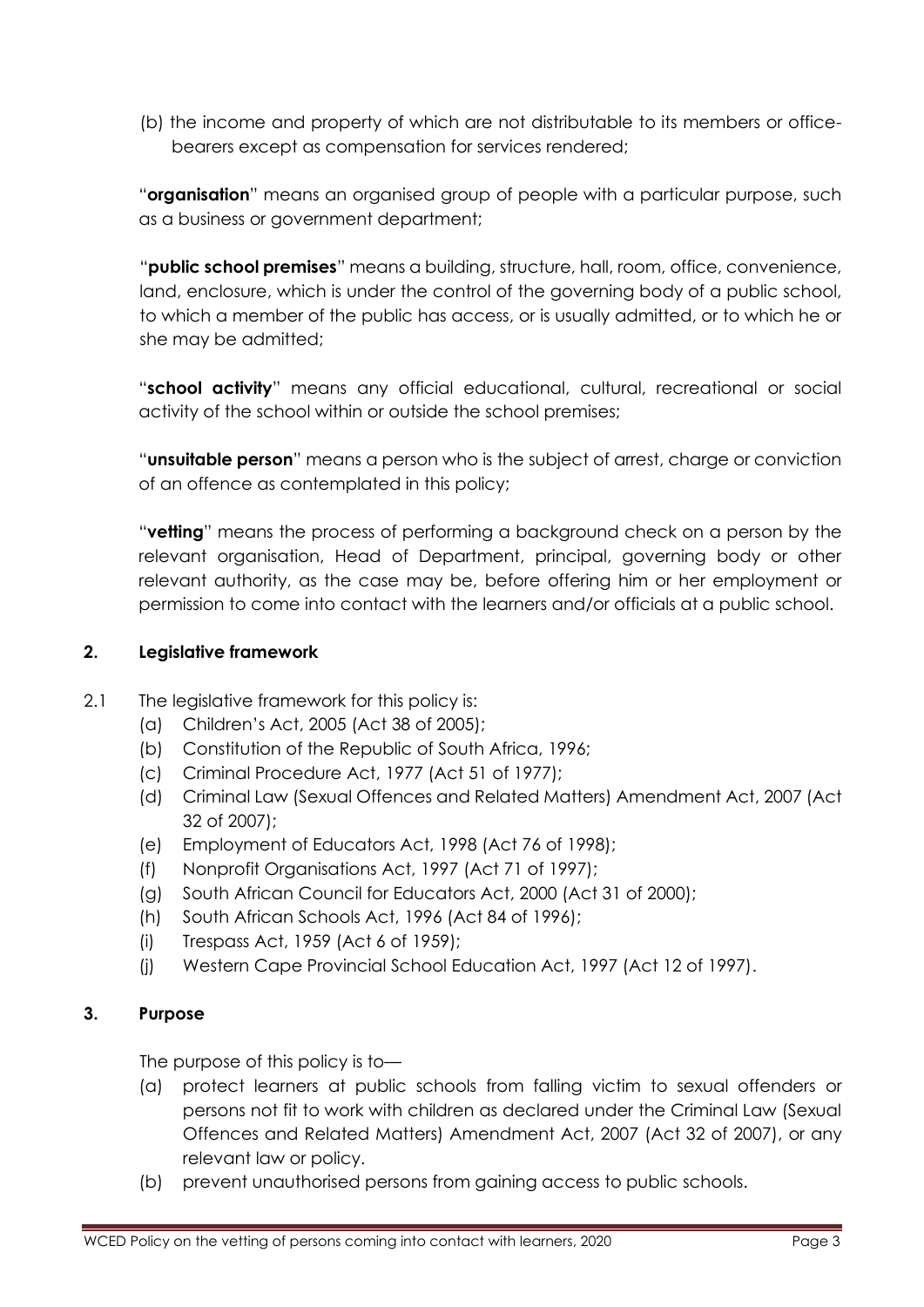(b) the income and property of which are not distributable to its members or office-bearers except as compensation for services rendered;

"**organisation**" means an organised group of people with a particular purpose, such as a business or government department;

"**public school premises**" means a building, structure, hall, room, office, convenience, land, enclosure, which is under the control of the governing body of a public school, to which a member of the public has access, or is usually admitted, or to which he or she may be admitted;

"**school activity**" means any official educational, cultural, recreational or social activity of the school within or outside the school premises;

"**unsuitable person**" means a person who is the subject of arrest, charge or conviction of an offence as contemplated in this policy;

"**vetting**" means the process of performing a background check on a person by the relevant organisation, Head of Department, principal, governing body or other relevant authority, as the case may be, before offering him or her employment or permission to come into contact with the learners and/or officials at a public school.

## 2. Legislative framework

2.1 The legislative framework for this policy is:

- (a) Children's Act, 2005 (Act 38 of 2005);
- (b) Constitution of the Republic of South Africa, 1996;
- (c) Criminal Procedure Act, 1977 (Act 51 of 1977);
- (d) Criminal Law (Sexual Offences and Related Matters) Amendment Act, 2007 (Act 32 of 2007);
- (e) Employment of Educators Act, 1998 (Act 76 of 1998);
- (f) Nonprofit Organisations Act, 1997 (Act 71 of 1997);
- (g) South African Council for Educators Act, 2000 (Act 31 of 2000);
- (h) South African Schools Act, 1996 (Act 84 of 1996);
- (i) Trespass Act, 1959 (Act 6 of 1959);
- (j) Western Cape Provincial School Education Act, 1997 (Act 12 of 1997).

## 3. Purpose

The purpose of this policy is to—

- (a) protect learners at public schools from falling victim to sexual offenders or persons not fit to work with children as declared under the Criminal Law (Sexual Offences and Related Matters) Amendment Act, 2007 (Act 32 of 2007), or any relevant law or policy.
- (b) prevent unauthorised persons from gaining access to public schools.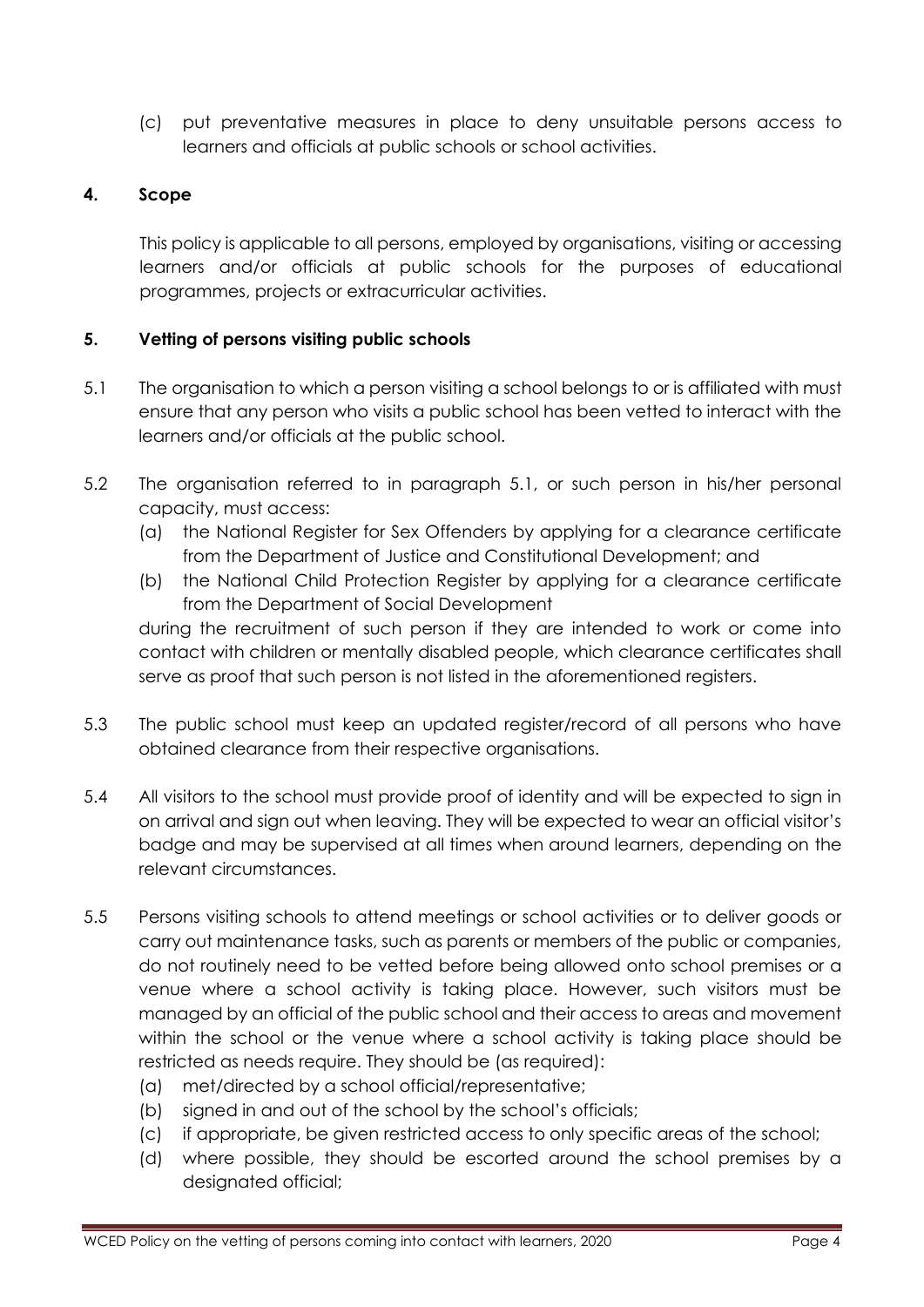(c) put preventative measures in place to deny unsuitable persons access to learners and officials at public schools or school activities.

## 4. Scope

This policy is applicable to all persons, employed by organisations, visiting or accessing learners and/or officials at public schools for the purposes of educational programmes, projects or extracurricular activities.

## 5. Vetting of persons visiting public schools

5.1 The organisation to which a person visiting a school belongs to or is affiliated with must ensure that any person who visits a public school has been vetted to interact with the learners and/or officials at the public school.

5.2 The organisation referred to in paragraph 5.1, or such person in his/her personal capacity, must access:

(a) the National Register for Sex Offenders by applying for a clearance certificate from the Department of Justice and Constitutional Development; and

(b) the National Child Protection Register by applying for a clearance certificate from the Department of Social Development

during the recruitment of such person if they are intended to work or come into contact with children or mentally disabled people, which clearance certificates shall serve as proof that such person is not listed in the aforementioned registers.

5.3 The public school must keep an updated register/record of all persons who have obtained clearance from their respective organisations.

5.4 All visitors to the school must provide proof of identity and will be expected to sign in on arrival and sign out when leaving. They will be expected to wear an official visitor's badge and may be supervised at all times when around learners, depending on the relevant circumstances.

5.5 Persons visiting schools to attend meetings or school activities or to deliver goods or carry out maintenance tasks, such as parents or members of the public or companies, do not routinely need to be vetted before being allowed onto school premises or a venue where a school activity is taking place. However, such visitors must be managed by an official of the public school and their access to areas and movement within the school or the venue where a school activity is taking place should be restricted as needs require. They should be (as required):

(a) met/directed by a school official/representative;

(b) signed in and out of the school by the school's officials;

(c) if appropriate, be given restricted access to only specific areas of the school;

(d) where possible, they should be escorted around the school premises by a designated official;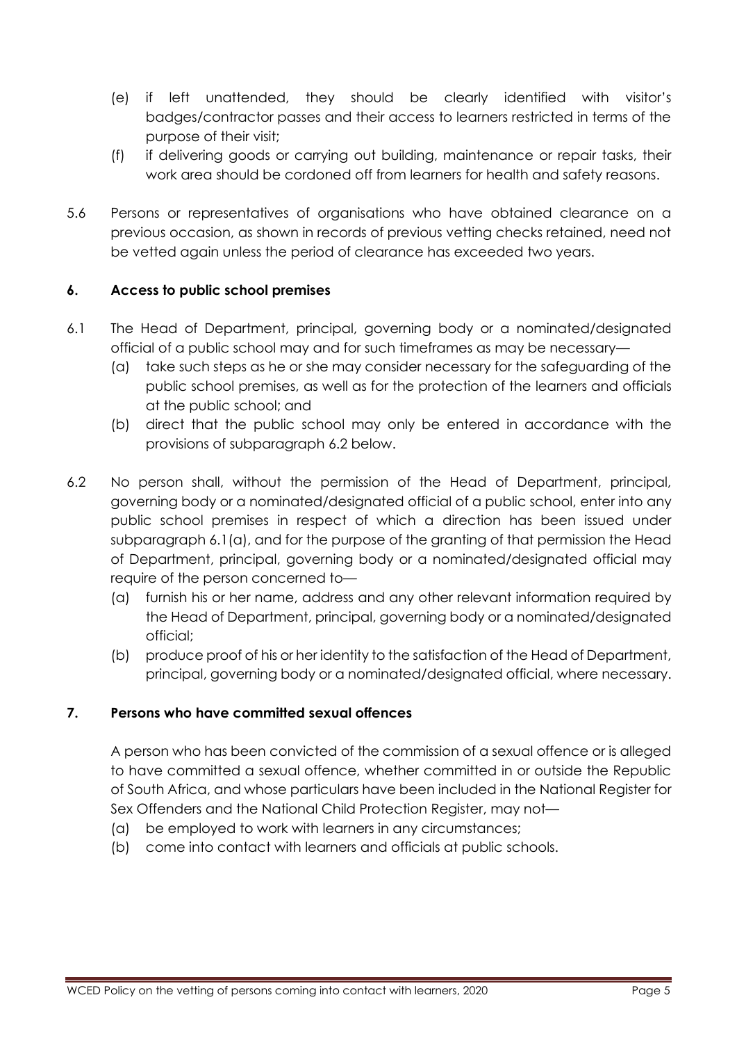(e) if left unattended, they should be clearly identified with visitor's badges/contractor passes and their access to learners restricted in terms of the purpose of their visit;

(f) if delivering goods or carrying out building, maintenance or repair tasks, their work area should be cordoned off from learners for health and safety reasons.

5.6 Persons or representatives of organisations who have obtained clearance on a previous occasion, as shown in records of previous vetting checks retained, need not be vetted again unless the period of clearance has exceeded two years.

## 6. Access to public school premises

6.1 The Head of Department, principal, governing body or a nominated/designated official of a public school may and for such timeframes as may be necessary—

(a) take such steps as he or she may consider necessary for the safeguarding of the public school premises, as well as for the protection of the learners and officials at the public school; and

(b) direct that the public school may only be entered in accordance with the provisions of subparagraph 6.2 below.

6.2 No person shall, without the permission of the Head of Department, principal, governing body or a nominated/designated official of a public school, enter into any public school premises in respect of which a direction has been issued under subparagraph 6.1(a), and for the purpose of the granting of that permission the Head of Department, principal, governing body or a nominated/designated official may require of the person concerned to—

(a) furnish his or her name, address and any other relevant information required by the Head of Department, principal, governing body or a nominated/designated official;

(b) produce proof of his or her identity to the satisfaction of the Head of Department, principal, governing body or a nominated/designated official, where necessary.

## 7. Persons who have committed sexual offences

A person who has been convicted of the commission of a sexual offence or is alleged to have committed a sexual offence, whether committed in or outside the Republic of South Africa, and whose particulars have been included in the National Register for Sex Offenders and the National Child Protection Register, may not—

(a) be employed to work with learners in any circumstances;

(b) come into contact with learners and officials at public schools.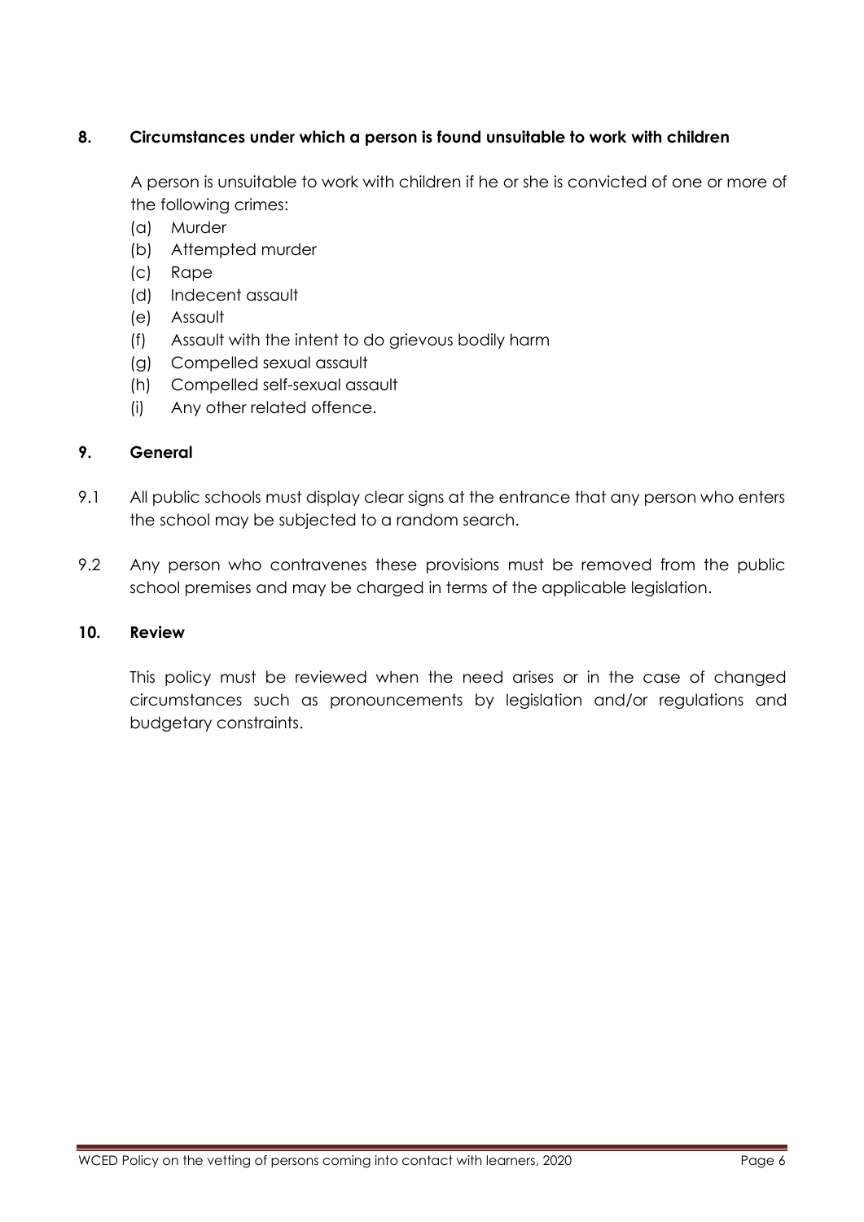## 8. Circumstances under which a person is found unsuitable to work with children

A person is unsuitable to work with children if he or she is convicted of one or more of the following crimes:

(a) Murder
(b) Attempted murder
(c) Rape
(d) Indecent assault
(e) Assault
(f) Assault with the intent to do grievous bodily harm
(g) Compelled sexual assault
(h) Compelled self-sexual assault
(i) Any other related offence.

## 9. General

9.1 All public schools must display clear signs at the entrance that any person who enters the school may be subjected to a random search.

9.2 Any person who contravenes these provisions must be removed from the public school premises and may be charged in terms of the applicable legislation.

## 10. Review

This policy must be reviewed when the need arises or in the case of changed circumstances such as pronouncements by legislation and/or regulations and budgetary constraints.